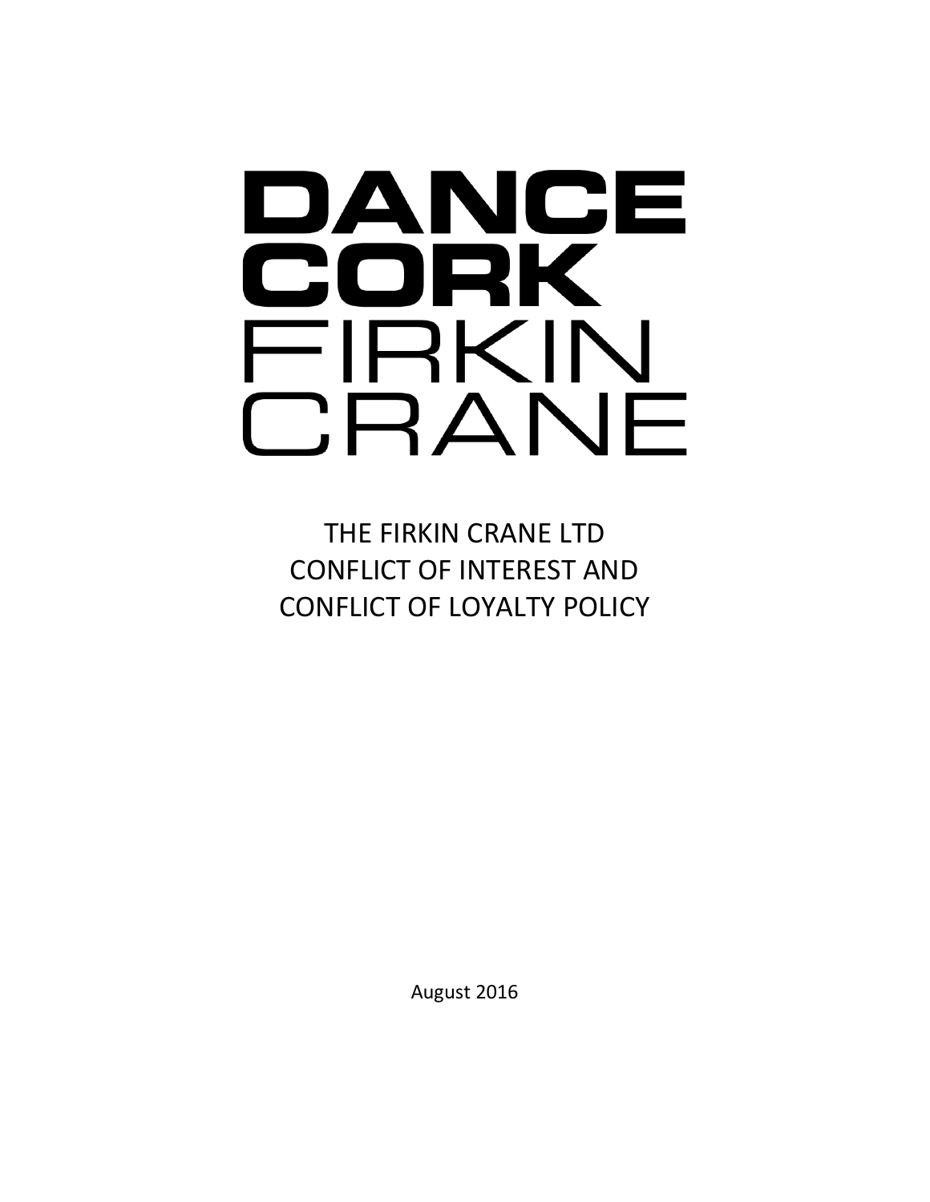# DANCE CORK FIRKIN CRANE

## THE FIRKIN CRANE LTD CONFLICT OF INTEREST AND CONFLICT OF LOYALTY POLICY

August 2016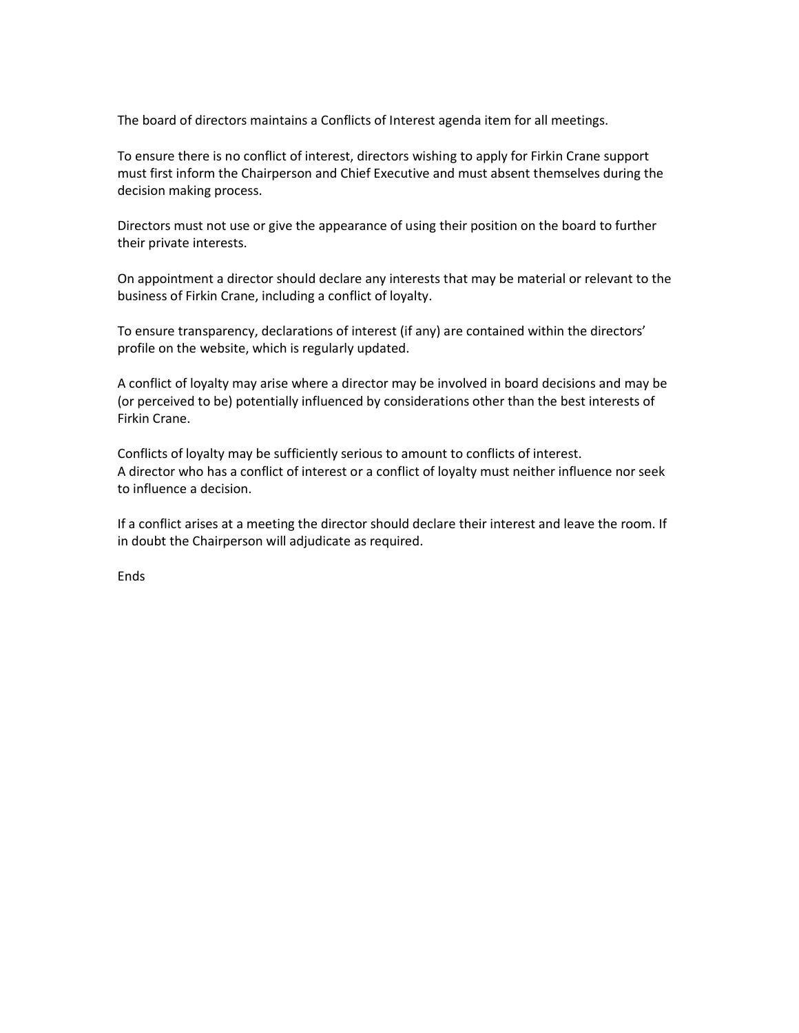The board of directors maintains a Conflicts of Interest agenda item for all meetings.

To ensure there is no conflict of interest, directors wishing to apply for Firkin Crane support must first inform the Chairperson and Chief Executive and must absent themselves during the decision making process.

Directors must not use or give the appearance of using their position on the board to further their private interests.

On appointment a director should declare any interests that may be material or relevant to the business of Firkin Crane, including a conflict of loyalty.

To ensure transparency, declarations of interest (if any) are contained within the directors' profile on the website, which is regularly updated.

A conflict of loyalty may arise where a director may be involved in board decisions and may be (or perceived to be) potentially influenced by considerations other than the best interests of Firkin Crane.

Conflicts of loyalty may be sufficiently serious to amount to conflicts of interest.
A director who has a conflict of interest or a conflict of loyalty must neither influence nor seek to influence a decision.

If a conflict arises at a meeting the director should declare their interest and leave the room. If in doubt the Chairperson will adjudicate as required.

Ends